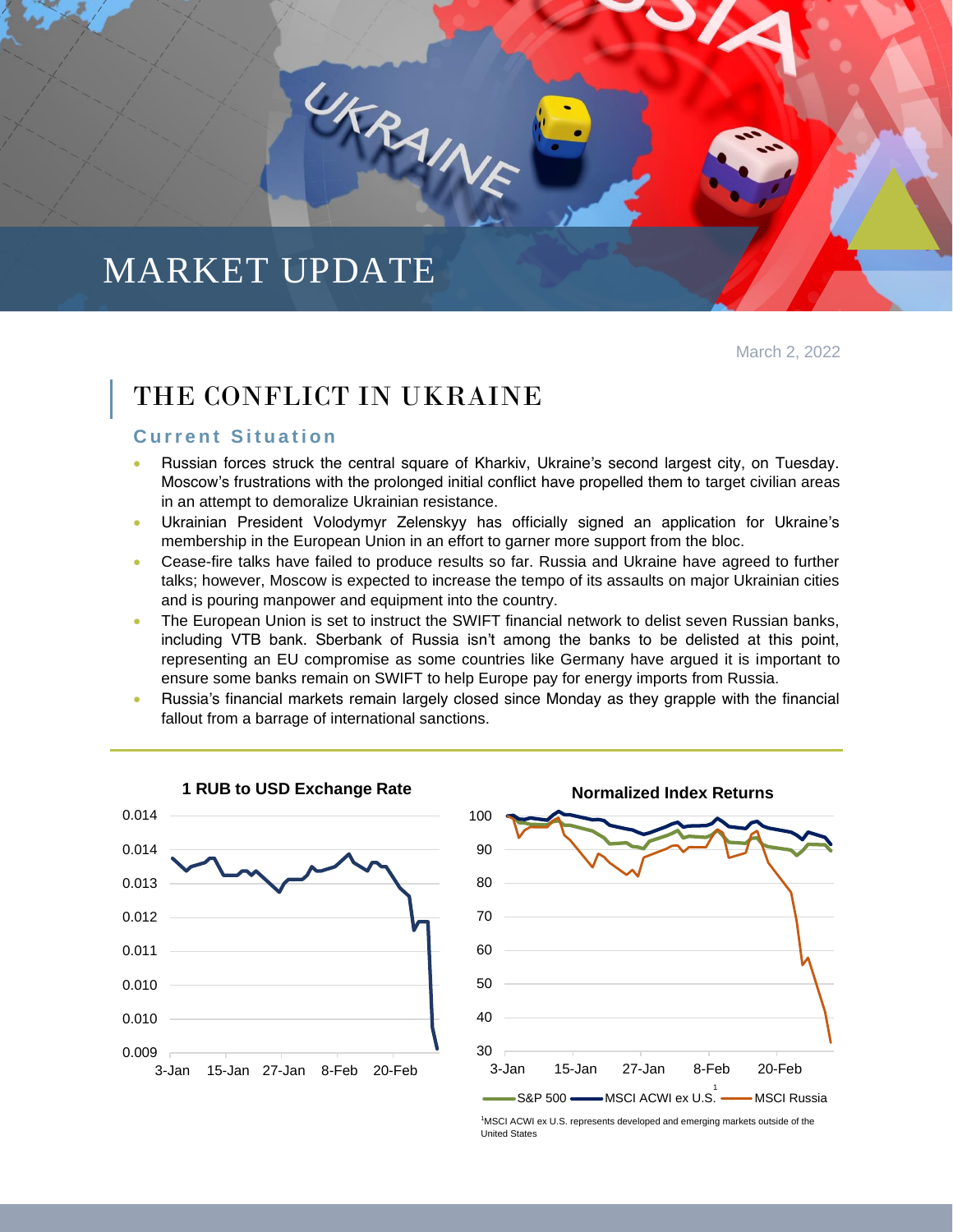# MARKET UPDATE

March 2, 2022

## THE CONFLICT IN UKRAINE

### Current Situation

- Russian forces struck the central square of Kharkiv, Ukraine's second largest city, on Tuesday. Moscow's frustrations with the prolonged initial conflict have propelled them to target civilian areas in an attempt to demoralize Ukrainian resistance.
- Ukrainian President Volodymyr Zelenskyy has officially signed an application for Ukraine's membership in the European Union in an effort to garner more support from the bloc.
- Cease-fire talks have failed to produce results so far. Russia and Ukraine have agreed to further talks; however, Moscow is expected to increase the tempo of its assaults on major Ukrainian cities and is pouring manpower and equipment into the country.
- The European Union is set to instruct the SWIFT financial network to delist seven Russian banks, including VTB bank. Sberbank of Russia isn't among the banks to be delisted at this point, representing an EU compromise as some countries like Germany have argued it is important to ensure some banks remain on SWIFT to help Europe pay for energy imports from Russia.
- Russia's financial markets remain largely closed since Monday as they grapple with the financial fallout from a barrage of international sanctions.

**1 RUB to USD Exchange Rate**

**Normalized Index Returns**

S&P 500 — MSCI ACWI ex U.S.[1] — MSCI Russia

[1]MSCI ACWI ex U.S. represents developed and emerging markets outside of the United States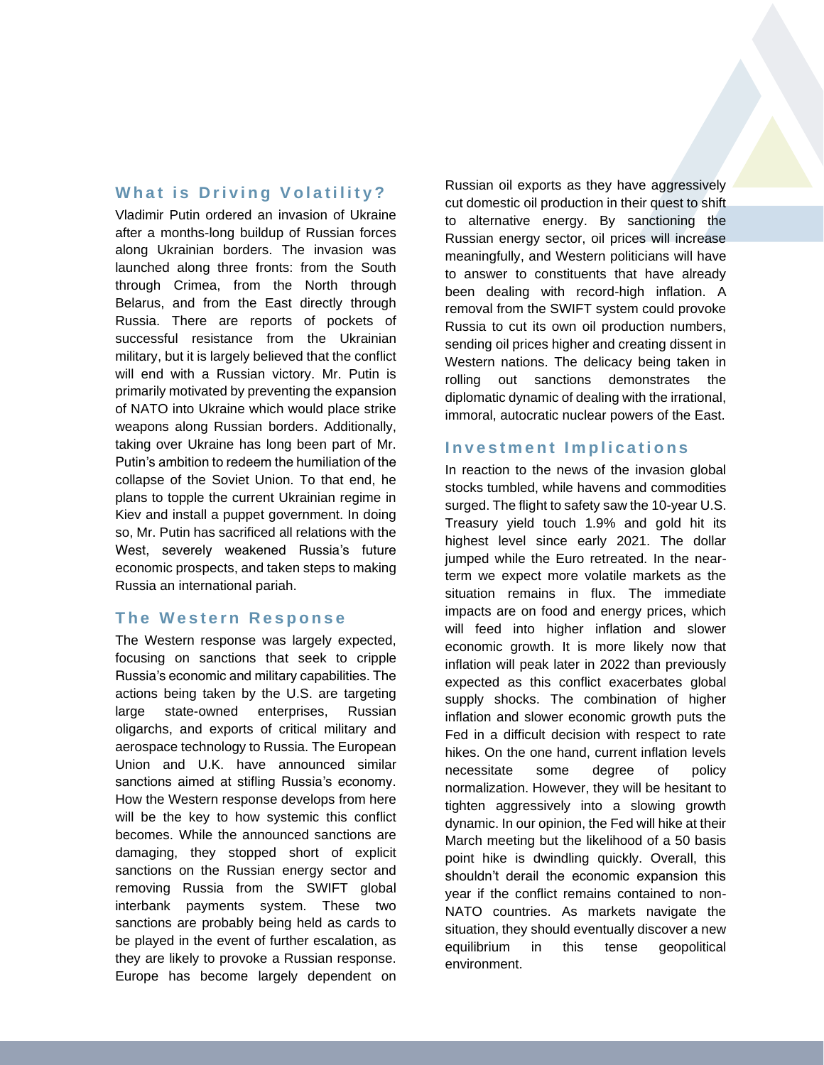## What is Driving Volatility?

Vladimir Putin ordered an invasion of Ukraine after a months-long buildup of Russian forces along Ukrainian borders. The invasion was launched along three fronts: from the South through Crimea, from the North through Belarus, and from the East directly through Russia. There are reports of pockets of successful resistance from the Ukrainian military, but it is largely believed that the conflict will end with a Russian victory. Mr. Putin is primarily motivated by preventing the expansion of NATO into Ukraine which would place strike weapons along Russian borders. Additionally, taking over Ukraine has long been part of Mr. Putin's ambition to redeem the humiliation of the collapse of the Soviet Union. To that end, he plans to topple the current Ukrainian regime in Kiev and install a puppet government. In doing so, Mr. Putin has sacrificed all relations with the West, severely weakened Russia's future economic prospects, and taken steps to making Russia an international pariah.

## The Western Response

The Western response was largely expected, focusing on sanctions that seek to cripple Russia's economic and military capabilities. The actions being taken by the U.S. are targeting large state-owned enterprises, Russian oligarchs, and exports of critical military and aerospace technology to Russia. The European Union and U.K. have announced similar sanctions aimed at stifling Russia's economy. How the Western response develops from here will be the key to how systemic this conflict becomes. While the announced sanctions are damaging, they stopped short of explicit sanctions on the Russian energy sector and removing Russia from the SWIFT global interbank payments system. These two sanctions are probably being held as cards to be played in the event of further escalation, as they are likely to provoke a Russian response. Europe has become largely dependent on Russian oil exports as they have aggressively cut domestic oil production in their quest to shift to alternative energy. By sanctioning the Russian energy sector, oil prices will increase meaningfully, and Western politicians will have to answer to constituents that have already been dealing with record-high inflation. A removal from the SWIFT system could provoke Russia to cut its own oil production numbers, sending oil prices higher and creating dissent in Western nations. The delicacy being taken in rolling out sanctions demonstrates the diplomatic dynamic of dealing with the irrational, immoral, autocratic nuclear powers of the East.

## Investment Implications

In reaction to the news of the invasion global stocks tumbled, while havens and commodities surged. The flight to safety saw the 10-year U.S. Treasury yield touch 1.9% and gold hit its highest level since early 2021. The dollar jumped while the Euro retreated. In the near-term we expect more volatile markets as the situation remains in flux. The immediate impacts are on food and energy prices, which will feed into higher inflation and slower economic growth. It is more likely now that inflation will peak later in 2022 than previously expected as this conflict exacerbates global supply shocks. The combination of higher inflation and slower economic growth puts the Fed in a difficult decision with respect to rate hikes. On the one hand, current inflation levels necessitate some degree of policy normalization. However, they will be hesitant to tighten aggressively into a slowing growth dynamic. In our opinion, the Fed will hike at their March meeting but the likelihood of a 50 basis point hike is dwindling quickly. Overall, this shouldn't derail the economic expansion this year if the conflict remains contained to non-NATO countries. As markets navigate the situation, they should eventually discover a new equilibrium in this tense geopolitical environment.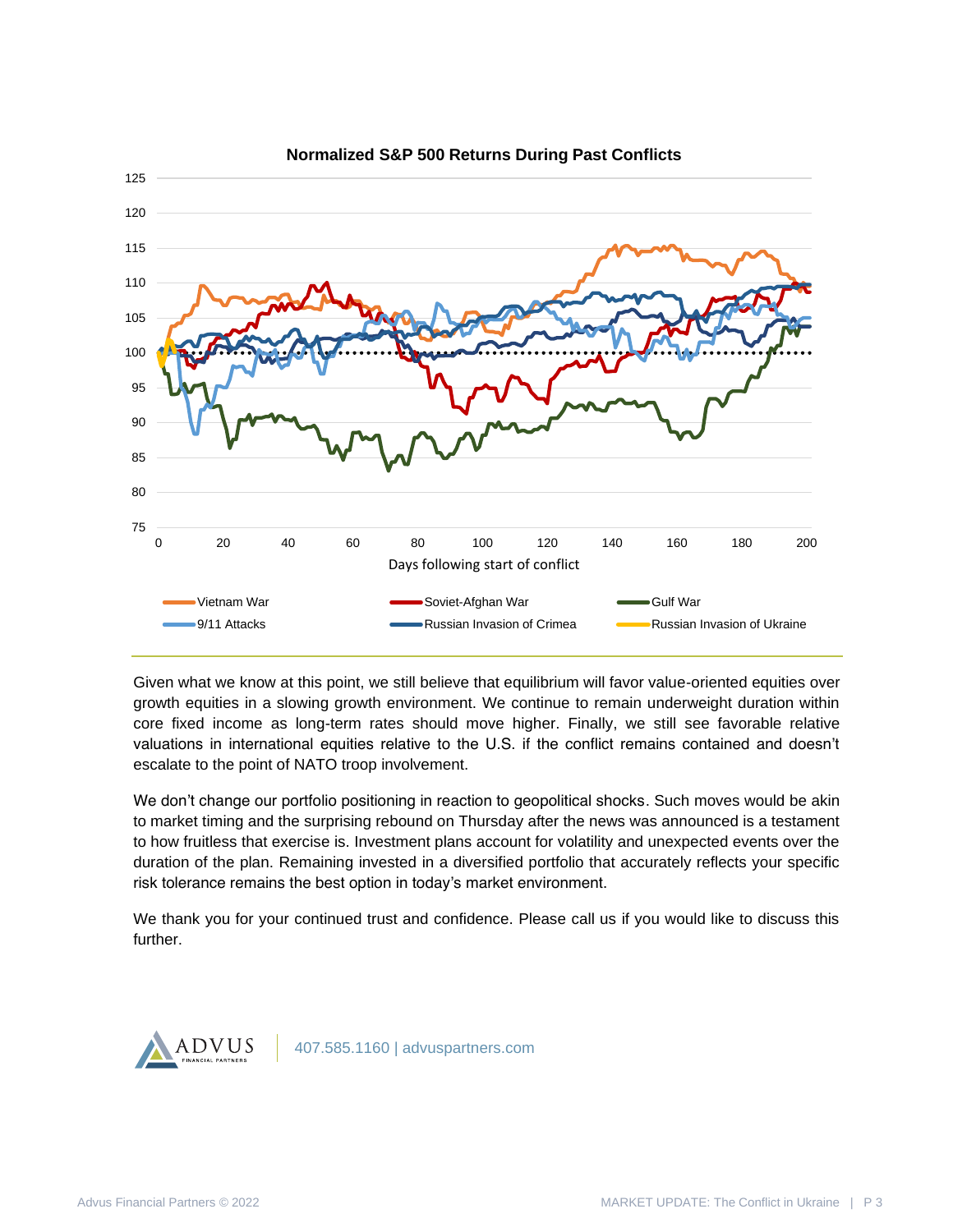**Normalized S&P 500 Returns During Past Conflicts**

125
120
115
110
105
100
95
90
85
80
75

0 20 40 60 80 100 120 140 160 180 200

Days following start of conflict

Vietnam War
Soviet-Afghan War
Gulf War
9/11 Attacks
Russian Invasion of Crimea
Russian Invasion of Ukraine

Given what we know at this point, we still believe that equilibrium will favor value-oriented equities over growth equities in a slowing growth environment. We continue to remain underweight duration within core fixed income as long-term rates should move higher. Finally, we still see favorable relative valuations in international equities relative to the U.S. if the conflict remains contained and doesn't escalate to the point of NATO troop involvement.

We don't change our portfolio positioning in reaction to geopolitical shocks. Such moves would be akin to market timing and the surprising rebound on Thursday after the news was announced is a testament to how fruitless that exercise is. Investment plans account for volatility and unexpected events over the duration of the plan. Remaining invested in a diversified portfolio that accurately reflects your specific risk tolerance remains the best option in today's market environment.

We thank you for your continued trust and confidence. Please call us if you would like to discuss this further.

ADVUS FINANCIAL PARTNERS | 407.585.1160 | advuspartners.com